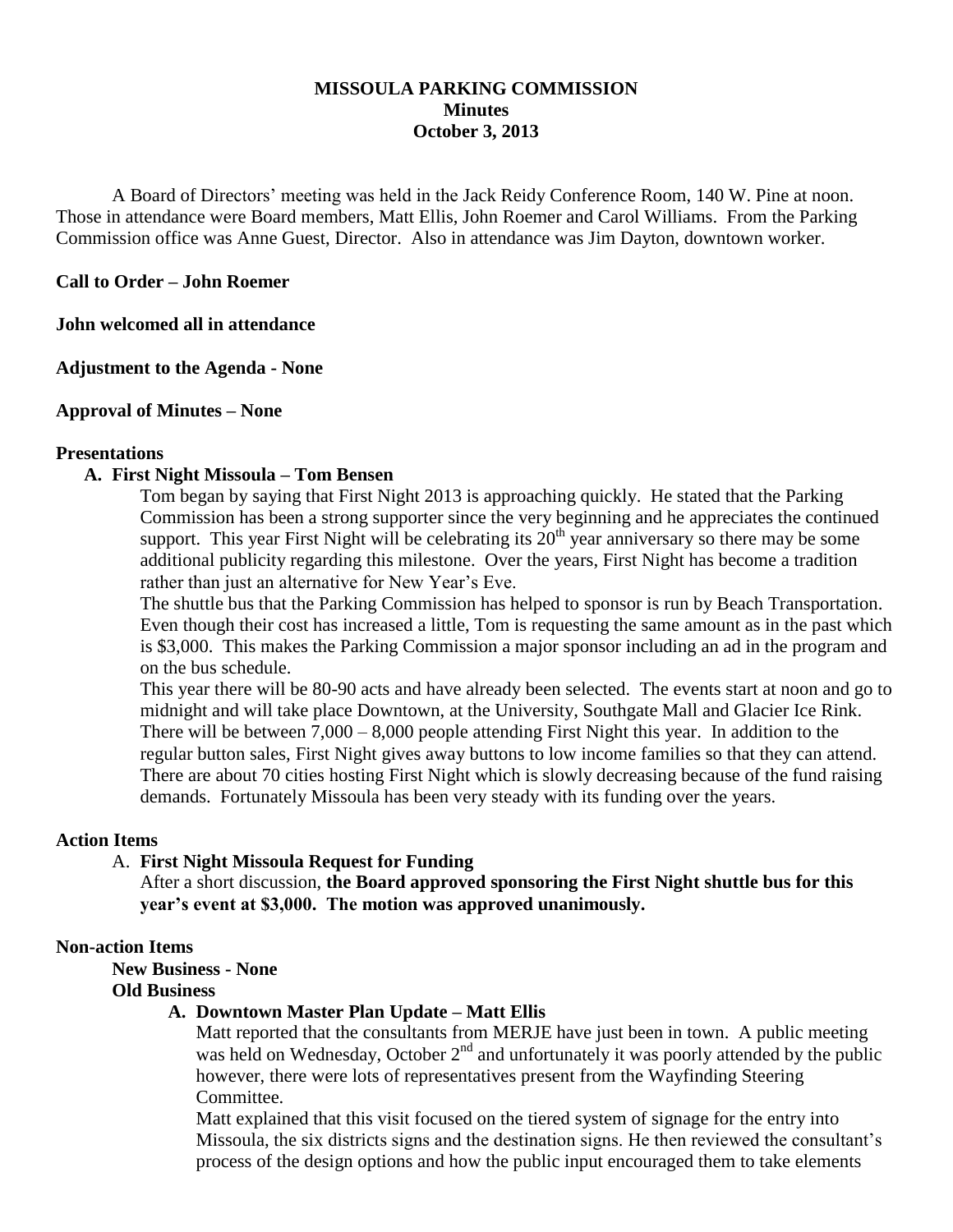# MISSOULA PARKING COMMISSION
## Minutes
### October 3, 2013

A Board of Directors' meeting was held in the Jack Reidy Conference Room, 140 W. Pine at noon. Those in attendance were Board members, Matt Ellis, John Roemer and Carol Williams. From the Parking Commission office was Anne Guest, Director. Also in attendance was Jim Dayton, downtown worker.

**Call to Order – John Roemer**

**John welcomed all in attendance**

**Adjustment to the Agenda - None**

**Approval of Minutes – None**

**Presentations**

**A. First Night Missoula – Tom Bensen**

Tom began by saying that First Night 2013 is approaching quickly. He stated that the Parking Commission has been a strong supporter since the very beginning and he appreciates the continued support. This year First Night will be celebrating its 20th year anniversary so there may be some additional publicity regarding this milestone. Over the years, First Night has become a tradition rather than just an alternative for New Year's Eve.

The shuttle bus that the Parking Commission has helped to sponsor is run by Beach Transportation. Even though their cost has increased a little, Tom is requesting the same amount as in the past which is $3,000. This makes the Parking Commission a major sponsor including an ad in the program and on the bus schedule.

This year there will be 80-90 acts and have already been selected. The events start at noon and go to midnight and will take place Downtown, at the University, Southgate Mall and Glacier Ice Rink. There will be between 7,000 – 8,000 people attending First Night this year. In addition to the regular button sales, First Night gives away buttons to low income families so that they can attend. There are about 70 cities hosting First Night which is slowly decreasing because of the fund raising demands. Fortunately Missoula has been very steady with its funding over the years.

**Action Items**

A. **First Night Missoula Request for Funding**

After a short discussion, **the Board approved sponsoring the First Night shuttle bus for this year's event at $3,000. The motion was approved unanimously.**

**Non-action Items**

**New Business - None**

**Old Business**

**A. Downtown Master Plan Update – Matt Ellis**

Matt reported that the consultants from MERJE have just been in town. A public meeting was held on Wednesday, October 2nd and unfortunately it was poorly attended by the public however, there were lots of representatives present from the Wayfinding Steering Committee.

Matt explained that this visit focused on the tiered system of signage for the entry into Missoula, the six districts signs and the destination signs. He then reviewed the consultant's process of the design options and how the public input encouraged them to take elements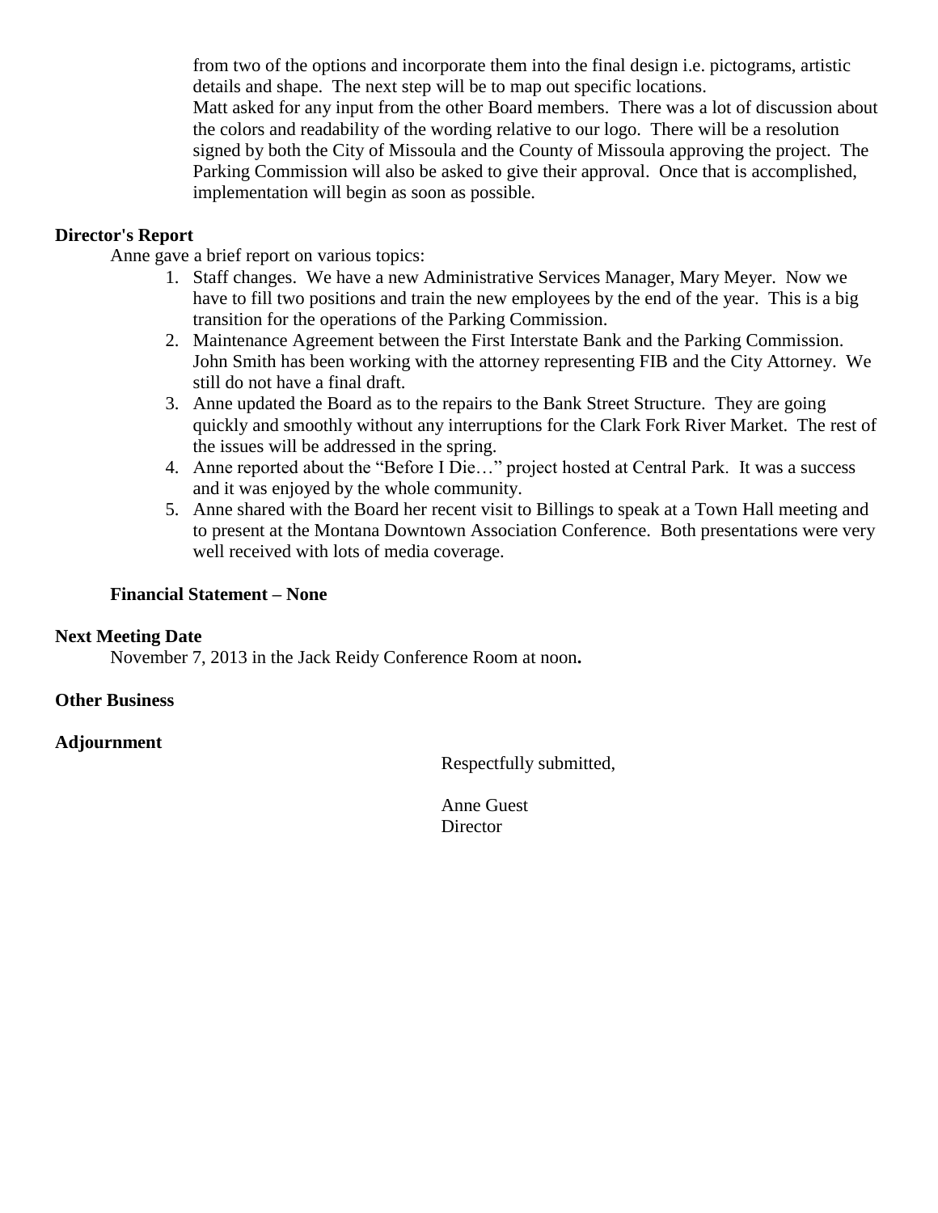from two of the options and incorporate them into the final design i.e. pictograms, artistic details and shape. The next step will be to map out specific locations.
Matt asked for any input from the other Board members. There was a lot of discussion about the colors and readability of the wording relative to our logo. There will be a resolution signed by both the City of Missoula and the County of Missoula approving the project. The Parking Commission will also be asked to give their approval. Once that is accomplished, implementation will begin as soon as possible.

**Director's Report**

Anne gave a brief report on various topics:

1. Staff changes. We have a new Administrative Services Manager, Mary Meyer. Now we have to fill two positions and train the new employees by the end of the year. This is a big transition for the operations of the Parking Commission.
2. Maintenance Agreement between the First Interstate Bank and the Parking Commission. John Smith has been working with the attorney representing FIB and the City Attorney. We still do not have a final draft.
3. Anne updated the Board as to the repairs to the Bank Street Structure. They are going quickly and smoothly without any interruptions for the Clark Fork River Market. The rest of the issues will be addressed in the spring.
4. Anne reported about the "Before I Die…" project hosted at Central Park. It was a success and it was enjoyed by the whole community.
5. Anne shared with the Board her recent visit to Billings to speak at a Town Hall meeting and to present at the Montana Downtown Association Conference. Both presentations were very well received with lots of media coverage.

**Financial Statement – None**

**Next Meeting Date**

November 7, 2013 in the Jack Reidy Conference Room at noon**.**

**Other Business**

**Adjournment**

Respectfully submitted,

Anne Guest
Director